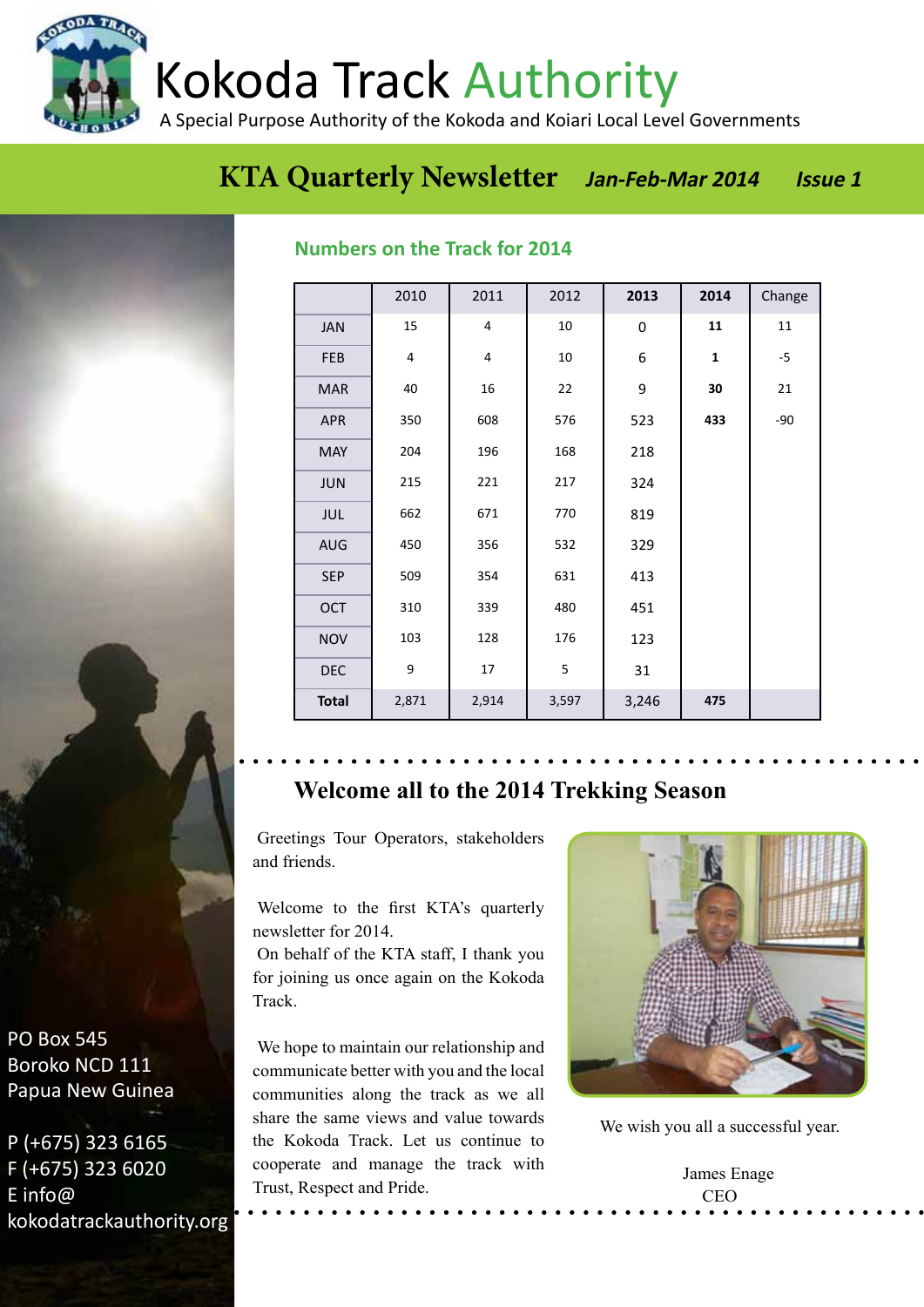# Kokoda Track Authority

A Special Purpose Authority of the Kokoda and Koiari Local Level Governments

## KTA Quarterly Newsletter *Jan-Feb-Mar 2014* *Issue 1*

### Numbers on the Track for 2014

| | 2010 | 2011 | 2012 | 2013 | 2014 | Change |
|---|---|---|---|---|---|---|
| JAN | 15 | 4 | 10 | 0 | **11** | 11 |
| FEB | 4 | 4 | 10 | 6 | **1** | -5 |
| MAR | 40 | 16 | 22 | 9 | **30** | 21 |
| APR | 350 | 608 | 576 | 523 | **433** | -90 |
| MAY | 204 | 196 | 168 | 218 | | |
| JUN | 215 | 221 | 217 | 324 | | |
| JUL | 662 | 671 | 770 | 819 | | |
| AUG | 450 | 356 | 532 | 329 | | |
| SEP | 509 | 354 | 631 | 413 | | |
| OCT | 310 | 339 | 480 | 451 | | |
| NOV | 103 | 128 | 176 | 123 | | |
| DEC | 9 | 17 | 5 | 31 | | |
| **Total** | 2,871 | 2,914 | 3,597 | 3,246 | **475** | |

### Welcome all to the 2014 Trekking Season

Greetings Tour Operators, stakeholders and friends.

Welcome to the first KTA's quarterly newsletter for 2014.
On behalf of the KTA staff, I thank you for joining us once again on the Kokoda Track.

We hope to maintain our relationship and communicate better with you and the local communities along the track as we all share the same views and value towards the Kokoda Track. Let us continue to cooperate and manage the track with Trust, Respect and Pride.

We wish you all a successful year.

James Enage
CEO

PO Box 545
Boroko NCD 111
Papua New Guinea

P (+675) 323 6165
F (+675) 323 6020
E info@kokodatrackauthority.org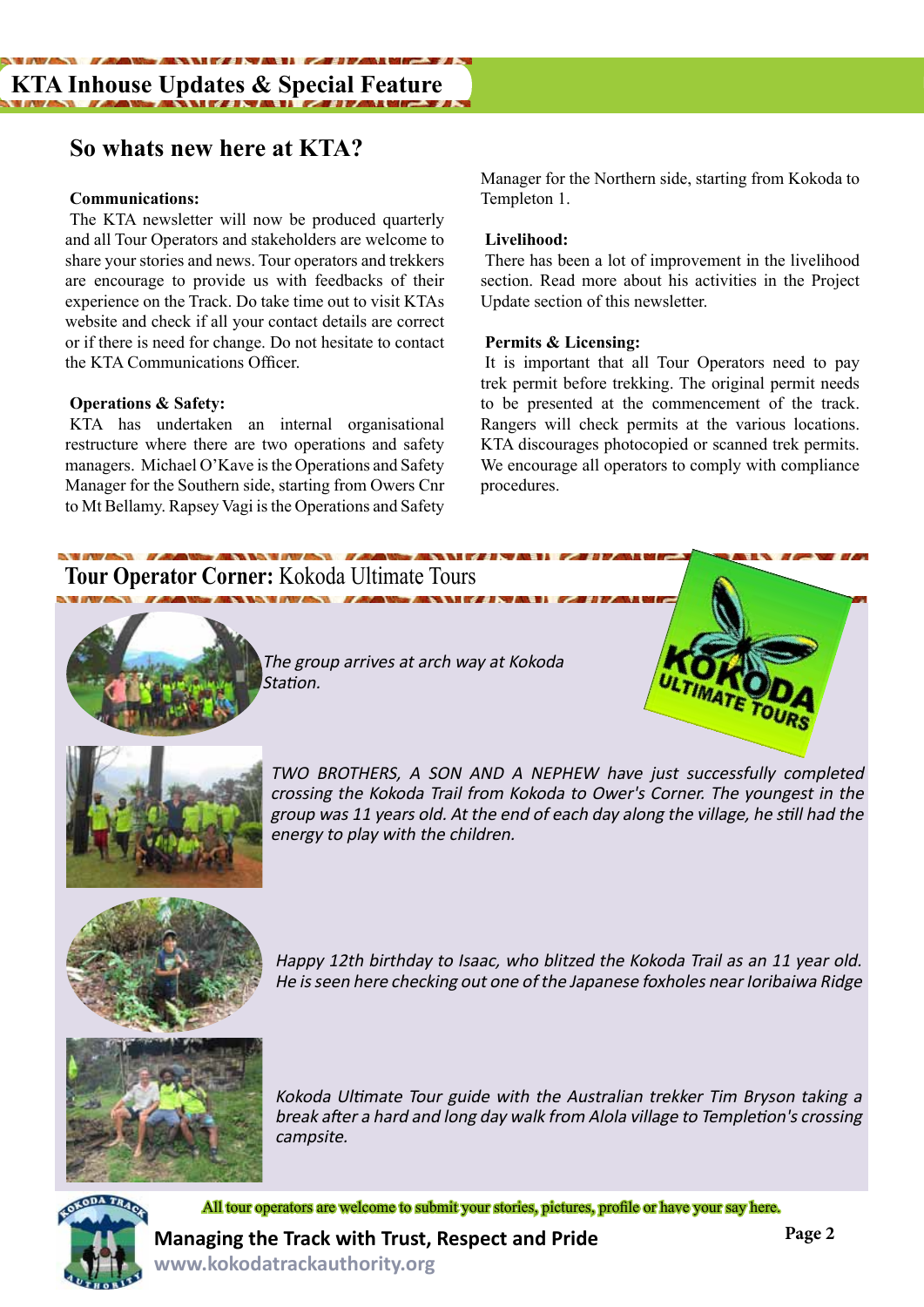# KTA Inhouse Updates & Special Feature

## So whats new here at KTA?

**Communications:**
The KTA newsletter will now be produced quarterly and all Tour Operators and stakeholders are welcome to share your stories and news. Tour operators and trekkers are encourage to provide us with feedbacks of their experience on the Track. Do take time out to visit KTAs website and check if all your contact details are correct or if there is need for change. Do not hesitate to contact the KTA Communications Officer.

**Operations & Safety:**
KTA has undertaken an internal organisational restructure where there are two operations and safety managers. Michael O'Kave is the Operations and Safety Manager for the Southern side, starting from Owers Cnr to Mt Bellamy. Rapsey Vagi is the Operations and Safety Manager for the Northern side, starting from Kokoda to Templeton 1.

**Livelihood:**
There has been a lot of improvement in the livelihood section. Read more about his activities in the Project Update section of this newsletter.

**Permits & Licensing:**
It is important that all Tour Operators need to pay trek permit before trekking. The original permit needs to be presented at the commencement of the track. Rangers will check permits at the various locations. KTA discourages photocopied or scanned trek permits. We encourage all operators to comply with compliance procedures.

## Tour Operator Corner: Kokoda Ultimate Tours

*The group arrives at arch way at Kokoda Station.*

*TWO BROTHERS, A SON AND A NEPHEW have just successfully completed crossing the Kokoda Trail from Kokoda to Ower's Corner. The youngest in the group was 11 years old. At the end of each day along the village, he still had the energy to play with the children.*

*Happy 12th birthday to Isaac, who blitzed the Kokoda Trail as an 11 year old. He is seen here checking out one of the Japanese foxholes near Ioribaiwa Ridge*

*Kokoda Ultimate Tour guide with the Australian trekker Tim Bryson taking a break after a hard and long day walk from Alola village to Templetion's crossing campsite.*

All tour operators are welcome to submit your stories, pictures, profile or have your say here.

**Managing the Track with Trust, Respect and Pride**
www.kokodatrackauthority.org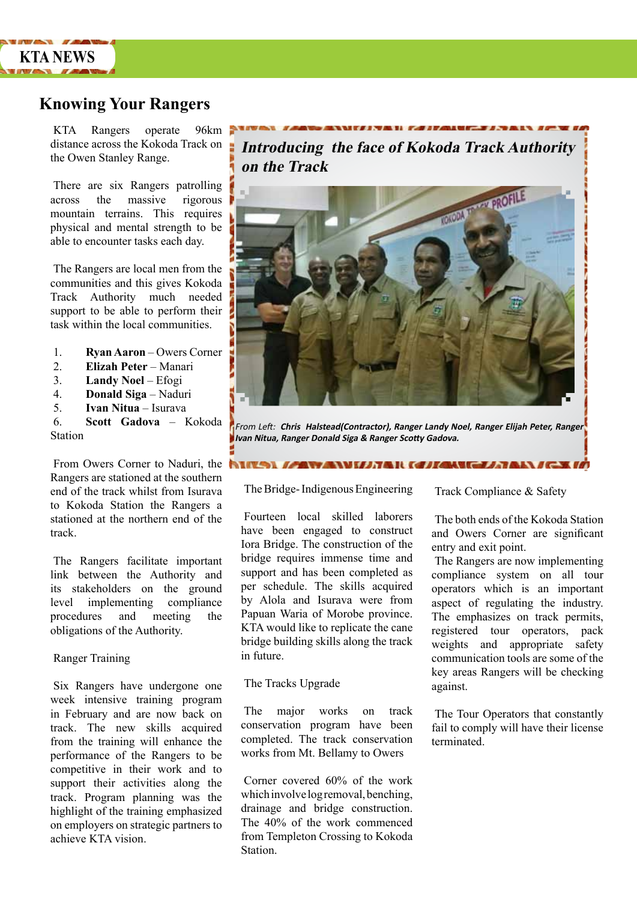KTA NEWS

# Knowing Your Rangers

KTA Rangers operate 96km distance across the Kokoda Track on the Owen Stanley Range.

There are six Rangers patrolling across the massive rigorous mountain terrains. This requires physical and mental strength to be able to encounter tasks each day.

The Rangers are local men from the communities and this gives Kokoda Track Authority much needed support to be able to perform their task within the local communities.

1. **Ryan Aaron** – Owers Corner
2. **Elizah Peter** – Manari
3. **Landy Noel** – Efogi
4. **Donald Siga** – Naduri
5. **Ivan Nitua** – Isurava
6. **Scott Gadova** – Kokoda Station

From Owers Corner to Naduri, the Rangers are stationed at the southern end of the track whilst from Isurava to Kokoda Station the Rangers a stationed at the northern end of the track.

The Rangers facilitate important link between the Authority and its stakeholders on the ground level implementing compliance procedures and meeting the obligations of the Authority.

## Ranger Training

Six Rangers have undergone one week intensive training program in February and are now back on track. The new skills acquired from the training will enhance the performance of the Rangers to be competitive in their work and to support their activities along the track. Program planning was the highlight of the training emphasized on employers on strategic partners to achieve KTA vision.

## *Introducing the face of Kokoda Track Authority on the Track*

From Left: ***Chris Halstead(Contractor), Ranger Landy Noel, Ranger Elijah Peter, Ranger Ivan Nitua, Ranger Donald Siga & Ranger Scotty Gadova.***

## The Bridge- Indigenous Engineering

Fourteen local skilled laborers have been engaged to construct Iora Bridge. The construction of the bridge requires immense time and support and has been completed as per schedule. The skills acquired by Alola and Isurava were from Papuan Waria of Morobe province. KTA would like to replicate the cane bridge building skills along the track in future.

## The Tracks Upgrade

The major works on track conservation program have been completed. The track conservation works from Mt. Bellamy to Owers

Corner covered 60% of the work which involve log removal, benching, drainage and bridge construction. The 40% of the work commenced from Templeton Crossing to Kokoda Station.

## Track Compliance & Safety

The both ends of the Kokoda Station and Owers Corner are significant entry and exit point.

The Rangers are now implementing compliance system on all tour operators which is an important aspect of regulating the industry. The emphasizes on track permits, registered tour operators, pack weights and appropriate safety communication tools are some of the key areas Rangers will be checking against.

The Tour Operators that constantly fail to comply will have their license terminated.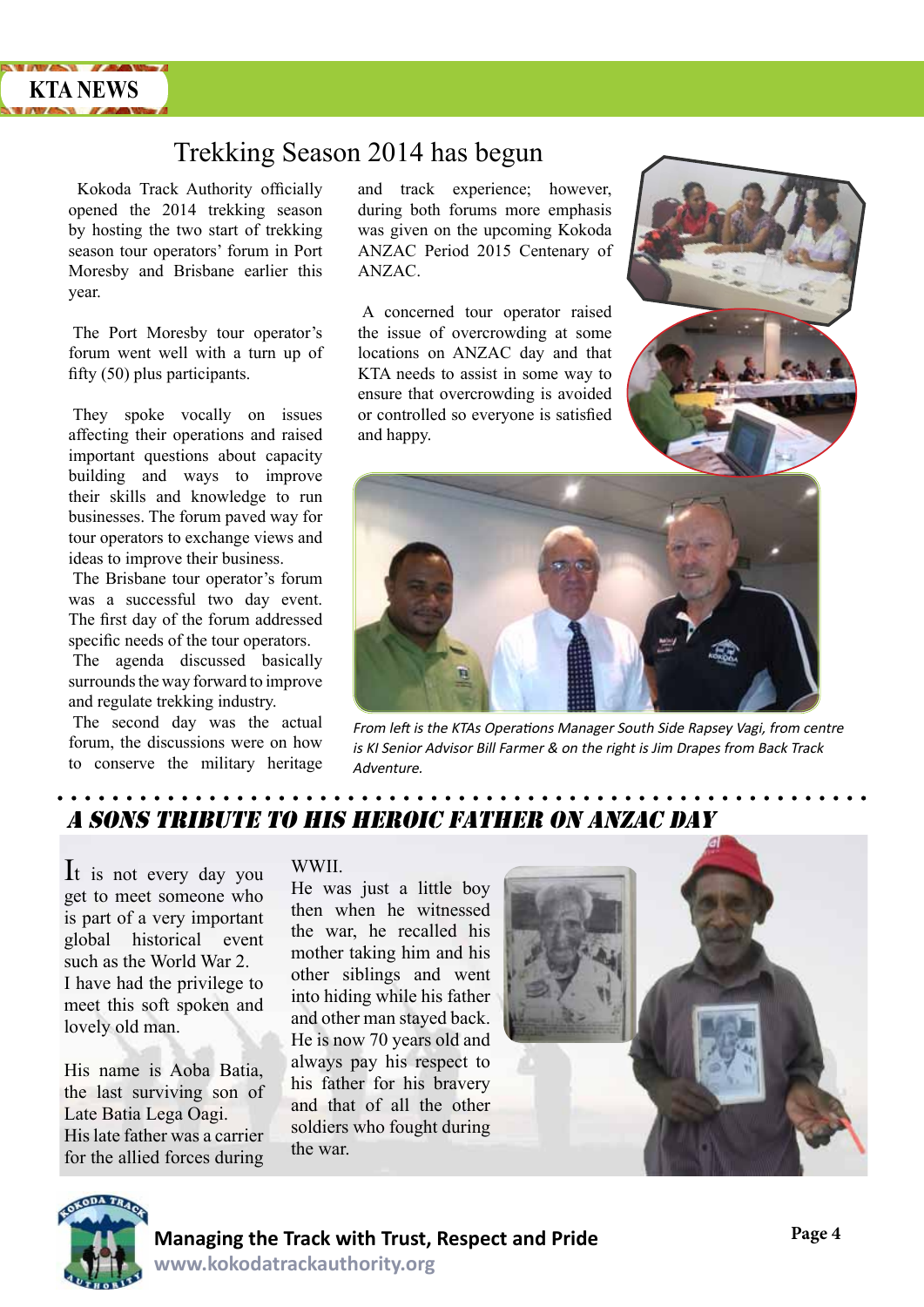# Trekking Season 2014 has begun

Kokoda Track Authority officially opened the 2014 trekking season by hosting the two start of trekking season tour operators' forum in Port Moresby and Brisbane earlier this year.

The Port Moresby tour operator's forum went well with a turn up of fifty (50) plus participants.

They spoke vocally on issues affecting their operations and raised important questions about capacity building and ways to improve their skills and knowledge to run businesses. The forum paved way for tour operators to exchange views and ideas to improve their business.

The Brisbane tour operator's forum was a successful two day event. The first day of the forum addressed specific needs of the tour operators.

The agenda discussed basically surrounds the way forward to improve and regulate trekking industry.

The second day was the actual forum, the discussions were on how to conserve the military heritage and track experience; however, during both forums more emphasis was given on the upcoming Kokoda ANZAC Period 2015 Centenary of ANZAC.

A concerned tour operator raised the issue of overcrowding at some locations on ANZAC day and that KTA needs to assist in some way to ensure that overcrowding is avoided or controlled so everyone is satisfied and happy.

*From left is the KTAs Operations Manager South Side Rapsey Vagi, from centre is KI Senior Advisor Bill Farmer & on the right is Jim Drapes from Back Track Adventure.*

## A SONS TRIBUTE TO HIS HEROIC FATHER ON ANZAC DAY

It is not every day you get to meet someone who is part of a very important global historical event such as the World War 2.

I have had the privilege to meet this soft spoken and lovely old man.

His name is Aoba Batia, the last surviving son of Late Batia Lega Oagi.

His late father was a carrier for the allied forces during WWII.

He was just a little boy then when he witnessed the war, he recalled his mother taking him and his other siblings and went into hiding while his father and other man stayed back.

He is now 70 years old and always pay his respect to his father for his bravery and that of all the other soldiers who fought during the war.

**Managing the Track with Trust, Respect and Pride**
www.kokodatrackauthority.org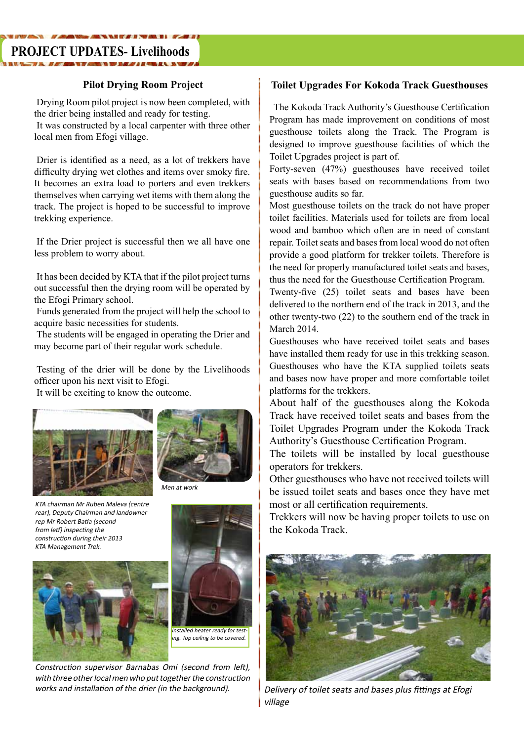# PROJECT UPDATES- Livelihoods

## Pilot Drying Room Project

Drying Room pilot project is now been completed, with the drier being installed and ready for testing.
It was constructed by a local carpenter with three other local men from Efogi village.

Drier is identified as a need, as a lot of trekkers have difficulty drying wet clothes and items over smoky fire. It becomes an extra load to porters and even trekkers themselves when carrying wet items with them along the track. The project is hoped to be successful to improve trekking experience.

If the Drier project is successful then we all have one less problem to worry about.

It has been decided by KTA that if the pilot project turns out successful then the drying room will be operated by the Efogi Primary school.
Funds generated from the project will help the school to acquire basic necessities for students.
The students will be engaged in operating the Drier and may become part of their regular work schedule.

Testing of the drier will be done by the Livelihoods officer upon his next visit to Efogi.
It will be exciting to know the outcome.

*Men at work*

*KTA chairman Mr Ruben Maleva (centre rear), Deputy Chairman and landowner rep Mr Robert Batia (second from letf) inspecting the construction during their 2013 KTA Management Trek.*

*Installed heater ready for testing. Top ceiling to be covered.*

*Construction supervisor Barnabas Omi (second from left), with three other local men who put together the construction works and installation of the drier (in the background).*

## Toilet Upgrades For Kokoda Track Guesthouses

The Kokoda Track Authority's Guesthouse Certification Program has made improvement on conditions of most guesthouse toilets along the Track. The Program is designed to improve guesthouse facilities of which the Toilet Upgrades project is part of.
Forty-seven (47%) guesthouses have received toilet seats with bases based on recommendations from two guesthouse audits so far.
Most guesthouse toilets on the track do not have proper toilet facilities. Materials used for toilets are from local wood and bamboo which often are in need of constant repair. Toilet seats and bases from local wood do not often provide a good platform for trekker toilets. Therefore is the need for properly manufactured toilet seats and bases, thus the need for the Guesthouse Certification Program.
Twenty-five (25) toilet seats and bases have been delivered to the northern end of the track in 2013, and the other twenty-two (22) to the southern end of the track in March 2014.
Guesthouses who have received toilet seats and bases have installed them ready for use in this trekking season.
Guesthouses who have the KTA supplied toilets seats and bases now have proper and more comfortable toilet platforms for the trekkers.
About half of the guesthouses along the Kokoda Track have received toilet seats and bases from the Toilet Upgrades Program under the Kokoda Track Authority's Guesthouse Certification Program.
The toilets will be installed by local guesthouse operators for trekkers.
Other guesthouses who have not received toilets will be issued toilet seats and bases once they have met most or all certification requirements.
Trekkers will now be having proper toilets to use on the Kokoda Track.

*Delivery of toilet seats and bases plus fittings at Efogi village*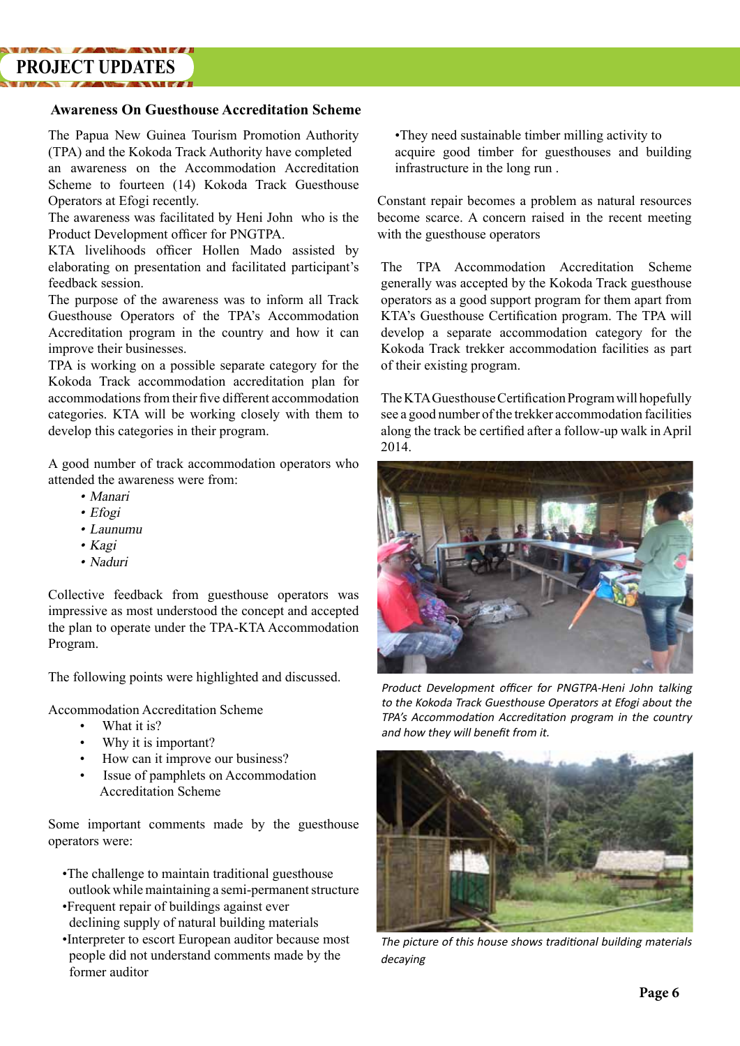## PROJECT UPDATES

### Awareness On Guesthouse Accreditation Scheme

The Papua New Guinea Tourism Promotion Authority (TPA) and the Kokoda Track Authority have completed an awareness on the Accommodation Accreditation Scheme to fourteen (14) Kokoda Track Guesthouse Operators at Efogi recently.

The awareness was facilitated by Heni John who is the Product Development officer for PNGTPA.

KTA livelihoods officer Hollen Mado assisted by elaborating on presentation and facilitated participant's feedback session.

The purpose of the awareness was to inform all Track Guesthouse Operators of the TPA's Accommodation Accreditation program in the country and how it can improve their businesses.

TPA is working on a possible separate category for the Kokoda Track accommodation accreditation plan for accommodations from their five different accommodation categories. KTA will be working closely with them to develop this categories in their program.

A good number of track accommodation operators who attended the awareness were from:

- *Manari*
- *Efogi*
- *Launumu*
- *Kagi*
- *Naduri*

Collective feedback from guesthouse operators was impressive as most understood the concept and accepted the plan to operate under the TPA-KTA Accommodation Program.

The following points were highlighted and discussed.

Accommodation Accreditation Scheme

- What it is?
- Why it is important?
- How can it improve our business?
- Issue of pamphlets on Accommodation Accreditation Scheme

Some important comments made by the guesthouse operators were:

- The challenge to maintain traditional guesthouse outlook while maintaining a semi-permanent structure
- Frequent repair of buildings against ever declining supply of natural building materials
- Interpreter to escort European auditor because most people did not understand comments made by the former auditor
- They need sustainable timber milling activity to acquire good timber for guesthouses and building infrastructure in the long run .

Constant repair becomes a problem as natural resources become scarce. A concern raised in the recent meeting with the guesthouse operators

The TPA Accommodation Accreditation Scheme generally was accepted by the Kokoda Track guesthouse operators as a good support program for them apart from KTA's Guesthouse Certification program. The TPA will develop a separate accommodation category for the Kokoda Track trekker accommodation facilities as part of their existing program.

The KTA Guesthouse Certification Program will hopefully see a good number of the trekker accommodation facilities along the track be certified after a follow-up walk in April 2014.

*Product Development officer for PNGTPA-Heni John talking to the Kokoda Track Guesthouse Operators at Efogi about the TPA's Accommodation Accreditation program in the country and how they will benefit from it.*

*The picture of this house shows traditional building materials decaying*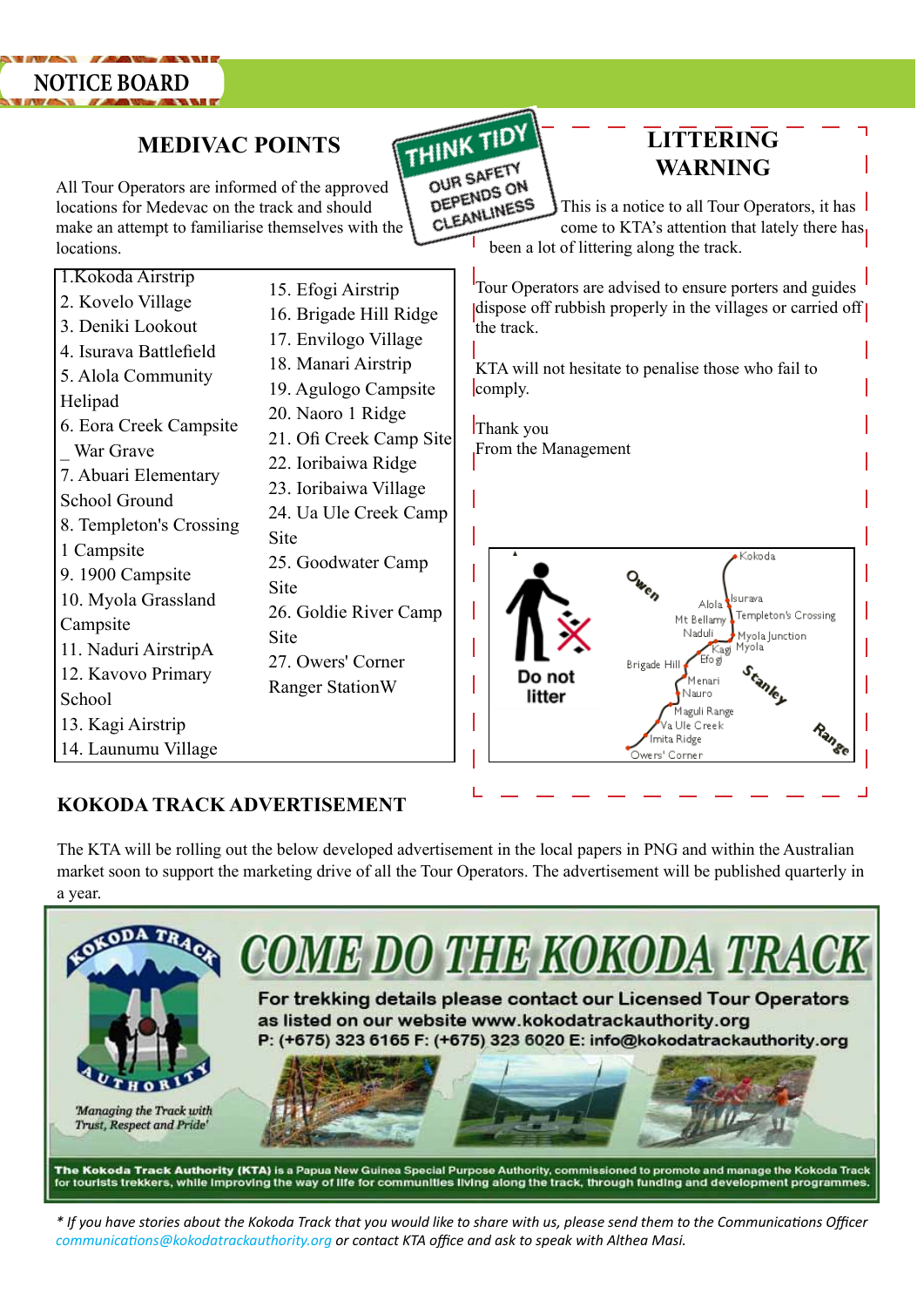## NOTICE BOARD

### MEDIVAC POINTS

All Tour Operators are informed of the approved locations for Medevac on the track and should make an attempt to familiarise themselves with the locations.

1. Kokoda Airstrip
2. Kovelo Village
3. Deniki Lookout
4. Isurava Battlefield
5. Alola Community Helipad
6. Eora Creek Campsite _ War Grave
7. Abuari Elementary School Ground
8. Templeton's Crossing 1 Campsite
9. 1900 Campsite
10. Myola Grassland Campsite
11. Naduri AirstripA
12. Kavovo Primary School
13. Kagi Airstrip
14. Launumu Village
15. Efogi Airstrip
16. Brigade Hill Ridge
17. Envilogo Village
18. Manari Airstrip
19. Agulogo Campsite
20. Naoro 1 Ridge
21. Ofi Creek Camp Site
22. Ioribaiwa Ridge
23. Ioribaiwa Village
24. Ua Ule Creek Camp Site
25. Goodwater Camp Site
26. Goldie River Camp Site
27. Owers' Corner Ranger StationW

THINK TIDY
OUR SAFETY DEPENDS ON CLEANLINESS

### LITTERING WARNING

This is a notice to all Tour Operators, it has come to KTA's attention that lately there has been a lot of littering along the track.

Tour Operators are advised to ensure porters and guides dispose off rubbish properly in the villages or carried off the track.

KTA will not hesitate to penalise those who fail to comply.

Thank you
From the Management

Do not litter

Kokoda
Owen
Alola
Isurava
Mt Bellamy
Templeton's Crossing
Naduri
Myola Junction
Kagi
Myola
Efogi
Brigade Hill
Stanley
Menari
Nauro
Maguli Range
Va Ule Creek
Imita Ridge
Range
Owers' Corner

### KOKODA TRACK ADVERTISEMENT

The KTA will be rolling out the below developed advertisement in the local papers in PNG and within the Australian market soon to support the marketing drive of all the Tour Operators. The advertisement will be published quarterly in a year.

KOKODA TRACK AUTHORITY

*'Managing the Track with Trust, Respect and Pride'*

**COME DO THE KOKODA TRACK**

**For trekking details please contact our Licensed Tour Operators as listed on our website www.kokodatrackauthority.org**
**P: (+675) 323 6165 F: (+675) 323 6020 E: info@kokodatrackauthority.org**

**The Kokoda Track Authority (KTA)** is a Papua New Guinea Special Purpose Authority, commissioned to promote and manage the Kokoda Track for tourists trekkers, while improving the way of life for communities living along the track, through funding and development programmes.

*\* If you have stories about the Kokoda Track that you would like to share with us, please send them to the Communications Officer communications@kokodatrackauthority.org or contact KTA office and ask to speak with Althea Masi.*